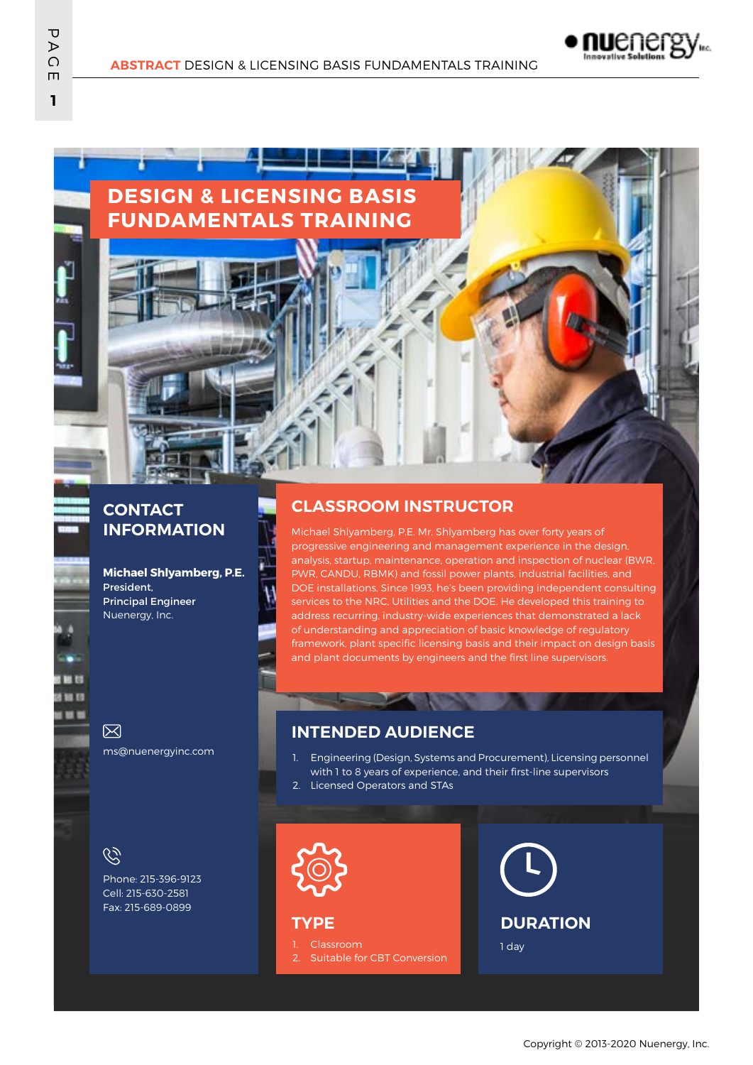# DESIGN & LICENSING BASIS FUNDAMENTALS TRAINING

## CONTACT INFORMATION

**Michael Shlyamberg, P.E.**
**President,**
**Principal Engineer**
Nuenergy, Inc.

ms@nuenergyinc.com

Phone: 215-396-9123
Cell: 215-630-2581
Fax: 215-689-0899

## CLASSROOM INSTRUCTOR

Michael Shlyamberg, P.E. Mr. Shlyamberg has over forty years of progressive engineering and management experience in the design, analysis, startup, maintenance, operation and inspection of nuclear (BWR, PWR, CANDU, RBMK) and fossil power plants, industrial facilities, and DOE installations. Since 1993, he's been providing independent consulting services to the NRC, Utilities and the DOE. He developed this training to address recurring, industry-wide experiences that demonstrated a lack of understanding and appreciation of basic knowledge of regulatory framework, plant specific licensing basis and their impact on design basis and plant documents by engineers and the first line supervisors.

## INTENDED AUDIENCE

1. Engineering (Design, Systems and Procurement), Licensing personnel with 1 to 8 years of experience, and their first-line supervisors
2. Licensed Operators and STAs

## TYPE

1. Classroom
2. Suitable for CBT Conversion

## DURATION

1 day

Copyright © 2013-2020 Nuenergy, Inc.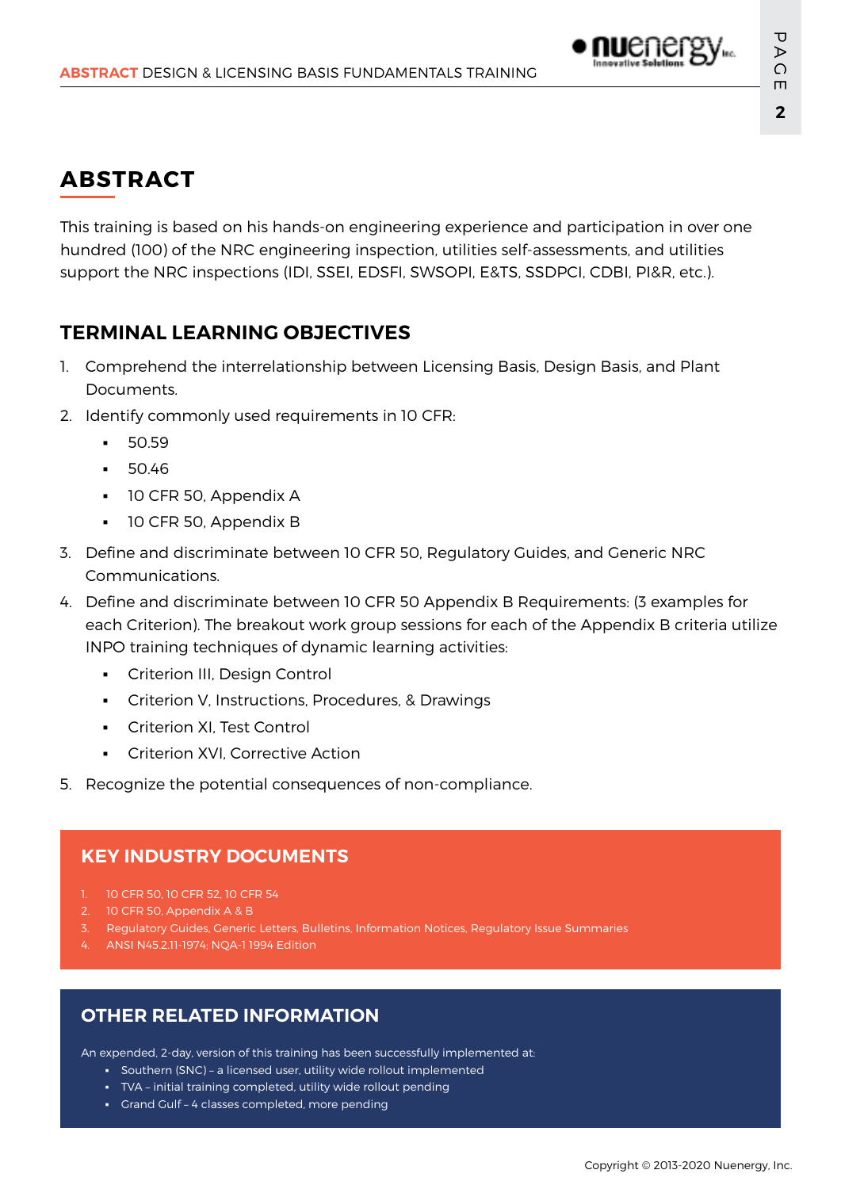## ABSTRACT

This training is based on his hands-on engineering experience and participation in over one hundred (100) of the NRC engineering inspection, utilities self-assessments, and utilities support the NRC inspections (IDI, SSEI, EDSFI, SWSOPI, E&TS, SSDPCI, CDBI, PI&R, etc.).

## TERMINAL LEARNING OBJECTIVES

1. Comprehend the interrelationship between Licensing Basis, Design Basis, and Plant Documents.
2. Identify commonly used requirements in 10 CFR:
   - 50.59
   - 50.46
   - 10 CFR 50, Appendix A
   - 10 CFR 50, Appendix B
3. Define and discriminate between 10 CFR 50, Regulatory Guides, and Generic NRC Communications.
4. Define and discriminate between 10 CFR 50 Appendix B Requirements: (3 examples for each Criterion). The breakout work group sessions for each of the Appendix B criteria utilize INPO training techniques of dynamic learning activities:
   - Criterion III, Design Control
   - Criterion V, Instructions, Procedures, & Drawings
   - Criterion XI, Test Control
   - Criterion XVI, Corrective Action
5. Recognize the potential consequences of non-compliance.

## KEY INDUSTRY DOCUMENTS

1. 10 CFR 50, 10 CFR 52, 10 CFR 54
2. 10 CFR 50, Appendix A & B
3. Regulatory Guides, Generic Letters, Bulletins, Information Notices, Regulatory Issue Summaries
4. ANSI N45.2.11-1974; NQA-1 1994 Edition

## OTHER RELATED INFORMATION

An expended, 2-day, version of this training has been successfully implemented at:

- Southern (SNC) – a licensed user, utility wide rollout implemented
- TVA – initial training completed, utility wide rollout pending
- Grand Gulf – 4 classes completed, more pending

Copyright © 2013-2020 Nuenergy, Inc.